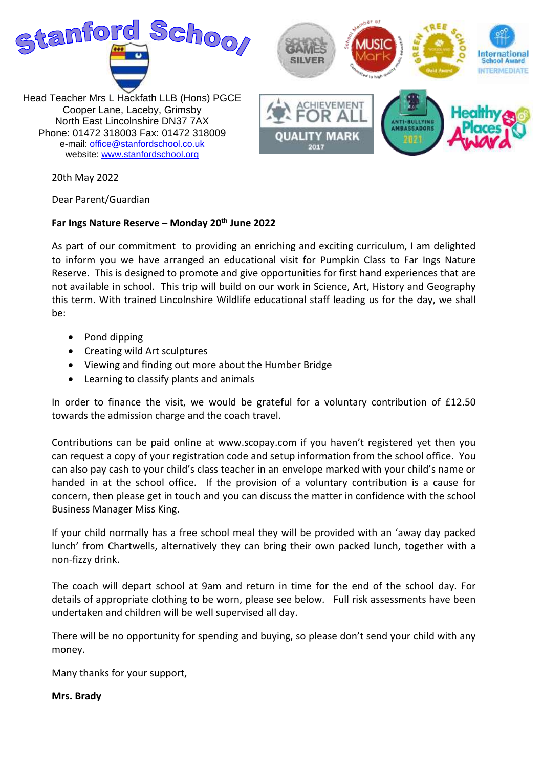# Stanford School

Head Teacher Mrs L Hackfath LLB (Hons) PGCE
Cooper Lane, Laceby, Grimsby
North East Lincolnshire DN37 7AX
Phone: 01472 318003 Fax: 01472 318009
e-mail: office@stanfordschool.co.uk
website: www.stanfordschool.org

20th May 2022

Dear Parent/Guardian

**Far Ings Nature Reserve – Monday 20th June 2022**

As part of our commitment to providing an enriching and exciting curriculum, I am delighted to inform you we have arranged an educational visit for Pumpkin Class to Far Ings Nature Reserve. This is designed to promote and give opportunities for first hand experiences that are not available in school. This trip will build on our work in Science, Art, History and Geography this term. With trained Lincolnshire Wildlife educational staff leading us for the day, we shall be:

- Pond dipping
- Creating wild Art sculptures
- Viewing and finding out more about the Humber Bridge
- Learning to classify plants and animals

In order to finance the visit, we would be grateful for a voluntary contribution of £12.50 towards the admission charge and the coach travel.

Contributions can be paid online at www.scopay.com if you haven't registered yet then you can request a copy of your registration code and setup information from the school office. You can also pay cash to your child's class teacher in an envelope marked with your child's name or handed in at the school office. If the provision of a voluntary contribution is a cause for concern, then please get in touch and you can discuss the matter in confidence with the school Business Manager Miss King.

If your child normally has a free school meal they will be provided with an 'away day packed lunch' from Chartwells, alternatively they can bring their own packed lunch, together with a non-fizzy drink.

The coach will depart school at 9am and return in time for the end of the school day. For details of appropriate clothing to be worn, please see below. Full risk assessments have been undertaken and children will be well supervised all day.

There will be no opportunity for spending and buying, so please don't send your child with any money.

Many thanks for your support,

**Mrs. Brady**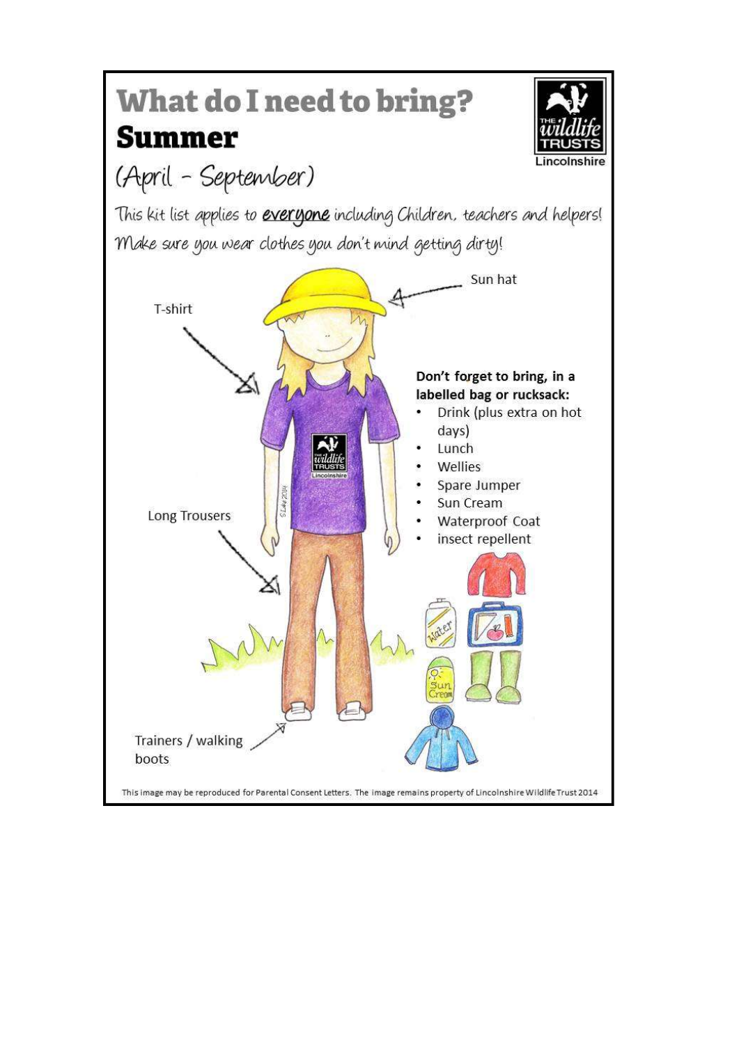# What do I need to bring?

## Summer

(April - September)

This kit list applies to **everyone** including Children, teachers and helpers!

Make sure you wear clothes you don't mind getting dirty!

Sun hat

T-shirt

Long Trousers

Trainers / walking boots

**Don't forget to bring, in a labelled bag or rucksack:**

- Drink (plus extra on hot days)
- Lunch
- Wellies
- Spare Jumper
- Sun Cream
- Waterproof Coat
- insect repellent

This image may be reproduced for Parental Consent Letters. The image remains property of Lincolnshire Wildlife Trust 2014